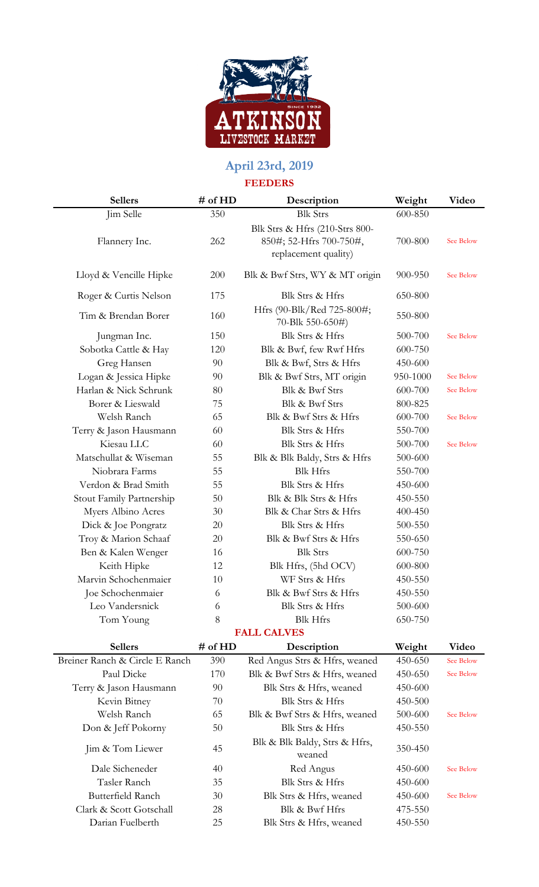# ATKINSON LIVESTOCK MARKET

SINCE 1932

## April 23rd, 2019

### FEEDERS

| Sellers | # of HD | Description | Weight | Video |
|---|---|---|---|---|
| Jim Selle | 350 | Blk Strs | 600-850 | |
| Flannery Inc. | 262 | Blk Strs & Hfrs (210-Strs 800-850#; 52-Hfrs 700-750#, replacement quality) | 700-800 | See Below |
| Lloyd & Vencille Hipke | 200 | Blk & Bwf Strs, WY & MT origin | 900-950 | See Below |
| Roger & Curtis Nelson | 175 | Blk Strs & Hfrs | 650-800 | |
| Tim & Brendan Borer | 160 | Hfrs (90-Blk/Red 725-800#; 70-Blk 550-650#) | 550-800 | |
| Jungman Inc. | 150 | Blk Strs & Hfrs | 500-700 | See Below |
| Sobotka Cattle & Hay | 120 | Blk & Bwf, few Rwf Hfrs | 600-750 | |
| Greg Hansen | 90 | Blk & Bwf, Strs & Hfrs | 450-600 | |
| Logan & Jessica Hipke | 90 | Blk & Bwf Strs, MT origin | 950-1000 | See Below |
| Harlan & Nick Schrunk | 80 | Blk & Bwf Strs | 600-700 | See Below |
| Borer & Lieswald | 75 | Blk & Bwf Strs | 800-825 | |
| Welsh Ranch | 65 | Blk & Bwf Strs & Hfrs | 600-700 | See Below |
| Terry & Jason Hausmann | 60 | Blk Strs & Hfrs | 550-700 | |
| Kiesau LLC | 60 | Blk Strs & Hfrs | 500-700 | See Below |
| Matschullat & Wiseman | 55 | Blk & Blk Baldy, Strs & Hfrs | 500-600 | |
| Niobrara Farms | 55 | Blk Hfrs | 550-700 | |
| Verdon & Brad Smith | 55 | Blk Strs & Hfrs | 450-600 | |
| Stout Family Partnership | 50 | Blk & Blk Strs & Hfrs | 450-550 | |
| Myers Albino Acres | 30 | Blk & Char Strs & Hfrs | 400-450 | |
| Dick & Joe Pongratz | 20 | Blk Strs & Hfrs | 500-550 | |
| Troy & Marion Schaaf | 20 | Blk & Bwf Strs & Hfrs | 550-650 | |
| Ben & Kalen Wenger | 16 | Blk Strs | 600-750 | |
| Keith Hipke | 12 | Blk Hfrs, (5hd OCV) | 600-800 | |
| Marvin Schochenmaier | 10 | WF Strs & Hfrs | 450-550 | |
| Joe Schochenmaier | 6 | Blk & Bwf Strs & Hfrs | 450-550 | |
| Leo Vandersnick | 6 | Blk Strs & Hfrs | 500-600 | |
| Tom Young | 8 | Blk Hfrs | 650-750 | |

### FALL CALVES

| Sellers | # of HD | Description | Weight | Video |
|---|---|---|---|---|
| Breiner Ranch & Circle E Ranch | 390 | Red Angus Strs & Hfrs, weaned | 450-650 | See Below |
| Paul Dicke | 170 | Blk & Bwf Strs & Hfrs, weaned | 450-650 | See Below |
| Terry & Jason Hausmann | 90 | Blk Strs & Hfrs, weaned | 450-600 | |
| Kevin Bitney | 70 | Blk Strs & Hfrs | 450-500 | |
| Welsh Ranch | 65 | Blk & Bwf Strs & Hfrs, weaned | 500-600 | See Below |
| Don & Jeff Pokorny | 50 | Blk Strs & Hfrs | 450-550 | |
| Jim & Tom Liewer | 45 | Blk & Blk Baldy, Strs & Hfrs, weaned | 350-450 | |
| Dale Sicheneder | 40 | Red Angus | 450-600 | See Below |
| Tasler Ranch | 35 | Blk Strs & Hfrs | 450-600 | |
| Butterfield Ranch | 30 | Blk Strs & Hfrs, weaned | 450-600 | See Below |
| Clark & Scott Gotschall | 28 | Blk & Bwf Hfrs | 475-550 | |
| Darian Fuelberth | 25 | Blk Strs & Hfrs, weaned | 450-550 | |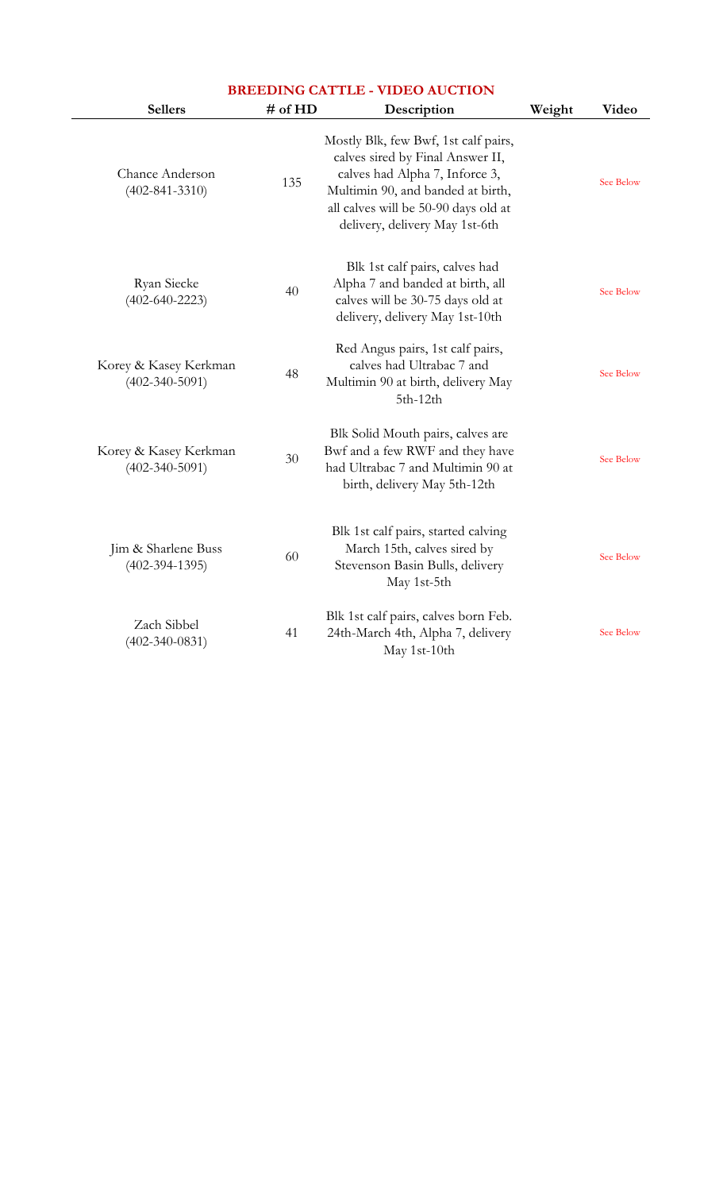## BREEDING CATTLE - VIDEO AUCTION

| Sellers | # of HD | Description | Weight | Video |
|---|---|---|---|---|
| Chance Anderson (402-841-3310) | 135 | Mostly Blk, few Bwf, 1st calf pairs, calves sired by Final Answer II, calves had Alpha 7, Inforce 3, Multimin 90, and banded at birth, all calves will be 50-90 days old at delivery, delivery May 1st-6th | | See Below |
| Ryan Siecke (402-640-2223) | 40 | Blk 1st calf pairs, calves had Alpha 7 and banded at birth, all calves will be 30-75 days old at delivery, delivery May 1st-10th | | See Below |
| Korey & Kasey Kerkman (402-340-5091) | 48 | Red Angus pairs, 1st calf pairs, calves had Ultrabac 7 and Multimin 90 at birth, delivery May 5th-12th | | See Below |
| Korey & Kasey Kerkman (402-340-5091) | 30 | Blk Solid Mouth pairs, calves are Bwf and a few RWF and they have had Ultrabac 7 and Multimin 90 at birth, delivery May 5th-12th | | See Below |
| Jim & Sharlene Buss (402-394-1395) | 60 | Blk 1st calf pairs, started calving March 15th, calves sired by Stevenson Basin Bulls, delivery May 1st-5th | | See Below |
| Zach Sibbel (402-340-0831) | 41 | Blk 1st calf pairs, calves born Feb. 24th-March 4th, Alpha 7, delivery May 1st-10th | | See Below |